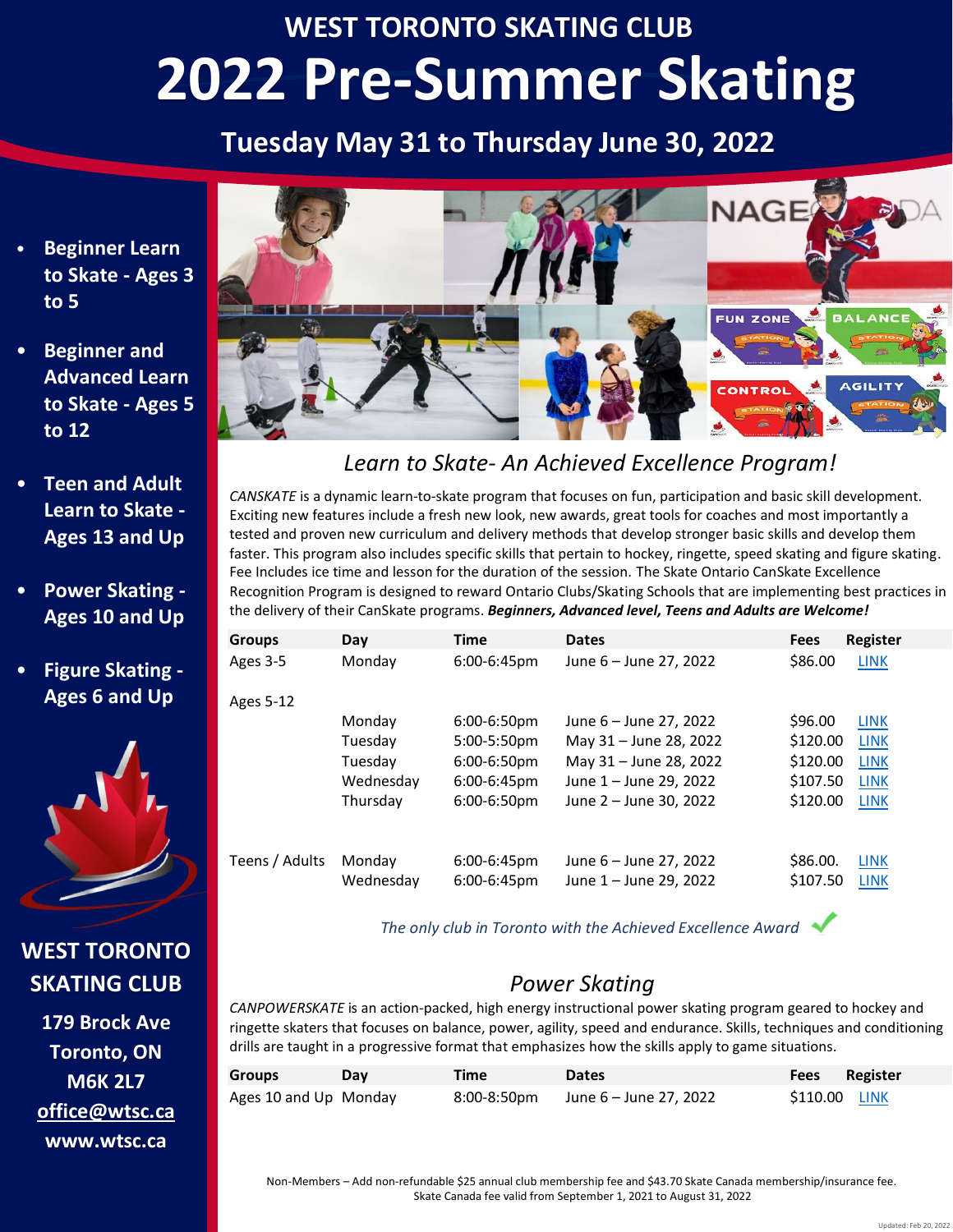# WEST TORONTO SKATING CLUB

# 2022 Pre-Summer Skating

## Tuesday May 31 to Thursday June 30, 2022

- Beginner Learn to Skate - Ages 3 to 5
- Beginner and Advanced Learn to Skate - Ages 5 to 12
- Teen and Adult Learn to Skate - Ages 13 and Up
- Power Skating - Ages 10 and Up
- Figure Skating - Ages 6 and Up

**WEST TORONTO SKATING CLUB**

**179 Brock Ave**
**Toronto, ON**
**M6K 2L7**
**office@wtsc.ca**
**www.wtsc.ca**

## *Learn to Skate- An Achieved Excellence Program!*

*CANSKATE* is a dynamic learn-to-skate program that focuses on fun, participation and basic skill development. Exciting new features include a fresh new look, new awards, great tools for coaches and most importantly a tested and proven new curriculum and delivery methods that develop stronger basic skills and develop them faster. This program also includes specific skills that pertain to hockey, ringette, speed skating and figure skating. Fee Includes ice time and lesson for the duration of the session. The Skate Ontario CanSkate Excellence Recognition Program is designed to reward Ontario Clubs/Skating Schools that are implementing best practices in the delivery of their CanSkate programs. ***Beginners, Advanced level, Teens and Adults are Welcome!***

| Groups | Day | Time | Dates | Fees | Register |
|---|---|---|---|---|---|
| Ages 3-5 | Monday | 6:00-6:45pm | June 6 – June 27, 2022 | $86.00 | LINK |
| Ages 5-12 | | | | | |
| | Monday | 6:00-6:50pm | June 6 – June 27, 2022 | $96.00 | LINK |
| | Tuesday | 5:00-5:50pm | May 31 – June 28, 2022 | $120.00 | LINK |
| | Tuesday | 6:00-6:50pm | May 31 – June 28, 2022 | $120.00 | LINK |
| | Wednesday | 6:00-6:45pm | June 1 – June 29, 2022 | $107.50 | LINK |
| | Thursday | 6:00-6:50pm | June 2 – June 30, 2022 | $120.00 | LINK |
| Teens / Adults | Monday | 6:00-6:45pm | June 6 – June 27, 2022 | $86.00. | LINK |
| | Wednesday | 6:00-6:45pm | June 1 – June 29, 2022 | $107.50 | LINK |

*The only club in Toronto with the Achieved Excellence Award* ✔

## *Power Skating*

*CANPOWERSKATE* is an action-packed, high energy instructional power skating program geared to hockey and ringette skaters that focuses on balance, power, agility, speed and endurance. Skills, techniques and conditioning drills are taught in a progressive format that emphasizes how the skills apply to game situations.

| Groups | Day | Time | Dates | Fees | Register |
|---|---|---|---|---|---|
| Ages 10 and Up | Monday | 8:00-8:50pm | June 6 – June 27, 2022 | $110.00 | LINK |

Non-Members – Add non-refundable $25 annual club membership fee and $43.70 Skate Canada membership/insurance fee. Skate Canada fee valid from September 1, 2021 to August 31, 2022

Updated: Feb 20, 2022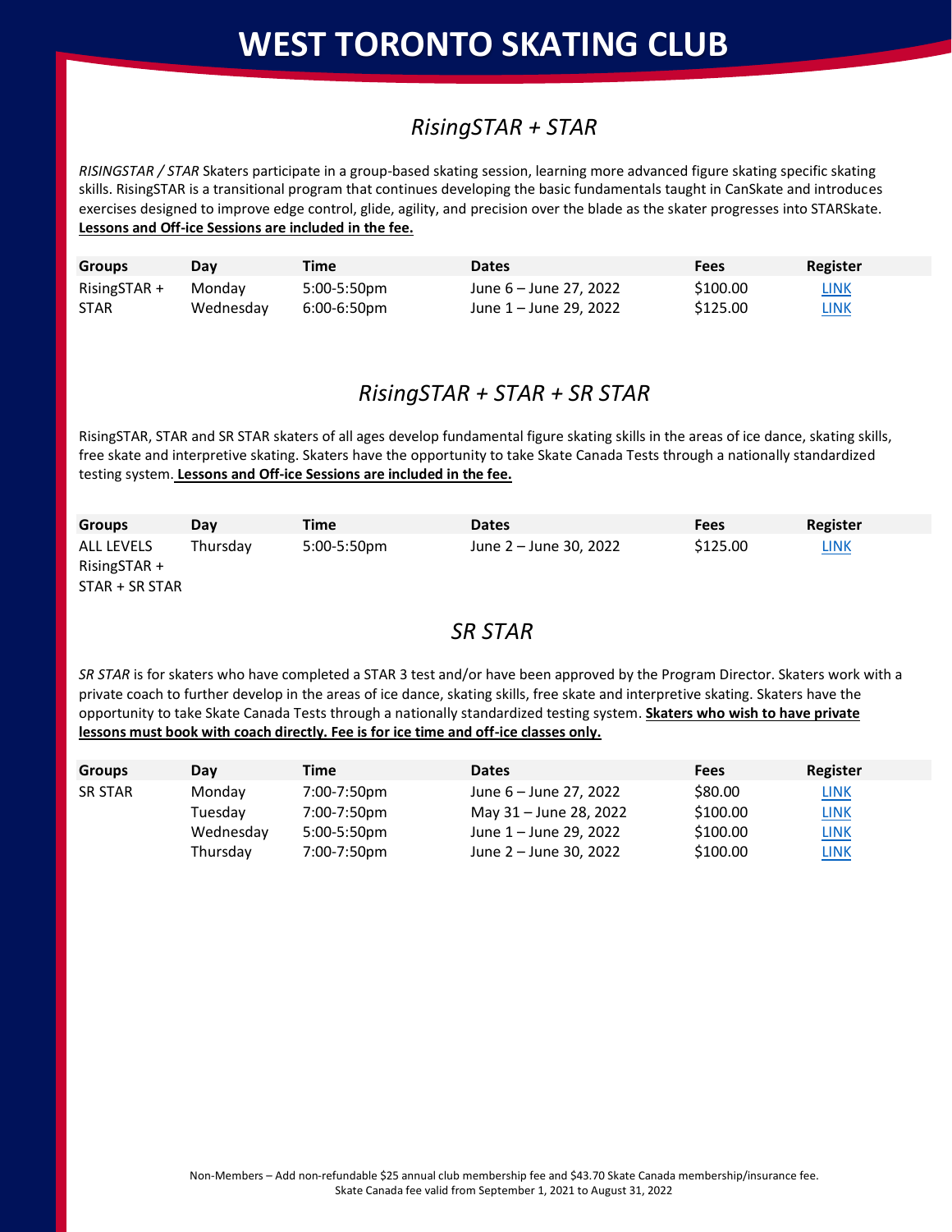# WEST TORONTO SKATING CLUB

## *RisingSTAR + STAR*

*RISINGSTAR / STAR* Skaters participate in a group-based skating session, learning more advanced figure skating specific skating skills. RisingSTAR is a transitional program that continues developing the basic fundamentals taught in CanSkate and introduces exercises designed to improve edge control, glide, agility, and precision over the blade as the skater progresses into STARSkate. **Lessons and Off-ice Sessions are included in the fee.**

| Groups | Day | Time | Dates | Fees | Register |
|---|---|---|---|---|---|
| RisingSTAR + | Monday | 5:00-5:50pm | June 6 – June 27, 2022 | $100.00 | LINK |
| STAR | Wednesday | 6:00-6:50pm | June 1 – June 29, 2022 | $125.00 | LINK |

## *RisingSTAR + STAR + SR STAR*

RisingSTAR, STAR and SR STAR skaters of all ages develop fundamental figure skating skills in the areas of ice dance, skating skills, free skate and interpretive skating. Skaters have the opportunity to take Skate Canada Tests through a nationally standardized testing system. **Lessons and Off-ice Sessions are included in the fee.**

| Groups | Day | Time | Dates | Fees | Register |
|---|---|---|---|---|---|
| ALL LEVELS RisingSTAR + STAR + SR STAR | Thursday | 5:00-5:50pm | June 2 – June 30, 2022 | $125.00 | LINK |

## *SR STAR*

*SR STAR* is for skaters who have completed a STAR 3 test and/or have been approved by the Program Director. Skaters work with a private coach to further develop in the areas of ice dance, skating skills, free skate and interpretive skating. Skaters have the opportunity to take Skate Canada Tests through a nationally standardized testing system. **Skaters who wish to have private lessons must book with coach directly. Fee is for ice time and off-ice classes only.**

| Groups | Day | Time | Dates | Fees | Register |
|---|---|---|---|---|---|
| SR STAR | Monday | 7:00-7:50pm | June 6 – June 27, 2022 | $80.00 | LINK |
| | Tuesday | 7:00-7:50pm | May 31 – June 28, 2022 | $100.00 | LINK |
| | Wednesday | 5:00-5:50pm | June 1 – June 29, 2022 | $100.00 | LINK |
| | Thursday | 7:00-7:50pm | June 2 – June 30, 2022 | $100.00 | LINK |

Non-Members – Add non-refundable $25 annual club membership fee and $43.70 Skate Canada membership/insurance fee.
Skate Canada fee valid from September 1, 2021 to August 31, 2022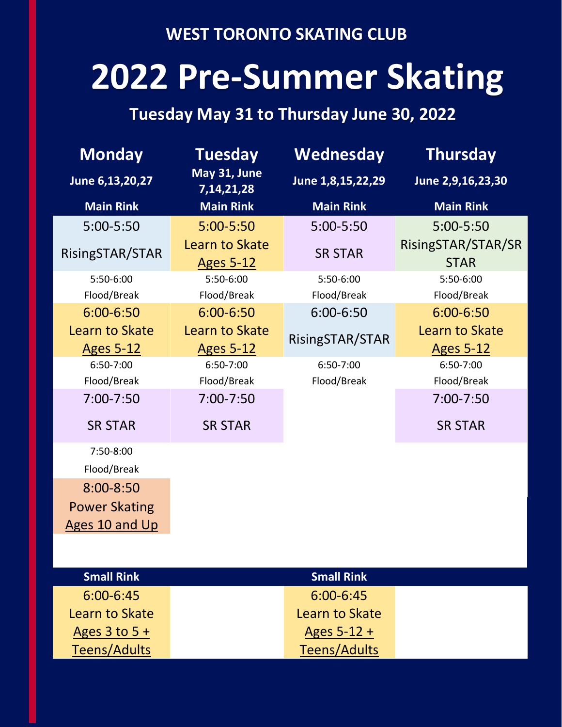**WEST TORONTO SKATING CLUB**

# 2022 Pre-Summer Skating

## Tuesday May 31 to Thursday June 30, 2022

| Monday | Tuesday | Wednesday | Thursday |
|---|---|---|---|
| June 6,13,20,27 | May 31, June 7,14,21,28 | June 1,8,15,22,29 | June 2,9,16,23,30 |
| **Main Rink** | **Main Rink** | **Main Rink** | **Main Rink** |
| 5:00-5:50 RisingSTAR/STAR | 5:00-5:50 Learn to Skate Ages 5-12 | 5:00-5:50 SR STAR | 5:00-5:50 RisingSTAR/STAR/SR STAR |
| 5:50-6:00 Flood/Break | 5:50-6:00 Flood/Break | 5:50-6:00 Flood/Break | 5:50-6:00 Flood/Break |
| 6:00-6:50 Learn to Skate Ages 5-12 | 6:00-6:50 Learn to Skate Ages 5-12 | 6:00-6:50 RisingSTAR/STAR | 6:00-6:50 Learn to Skate Ages 5-12 |
| 6:50-7:00 Flood/Break | 6:50-7:00 Flood/Break | 6:50-7:00 Flood/Break | 6:50-7:00 Flood/Break |
| 7:00-7:50 SR STAR | 7:00-7:50 SR STAR | | 7:00-7:50 SR STAR |
| 7:50-8:00 Flood/Break | | | |
| 8:00-8:50 Power Skating Ages 10 and Up | | | |
| **Small Rink** | | **Small Rink** | |
| 6:00-6:45 Learn to Skate Ages 3 to 5 + Teens/Adults | | 6:00-6:45 Learn to Skate Ages 5-12 + Teens/Adults | |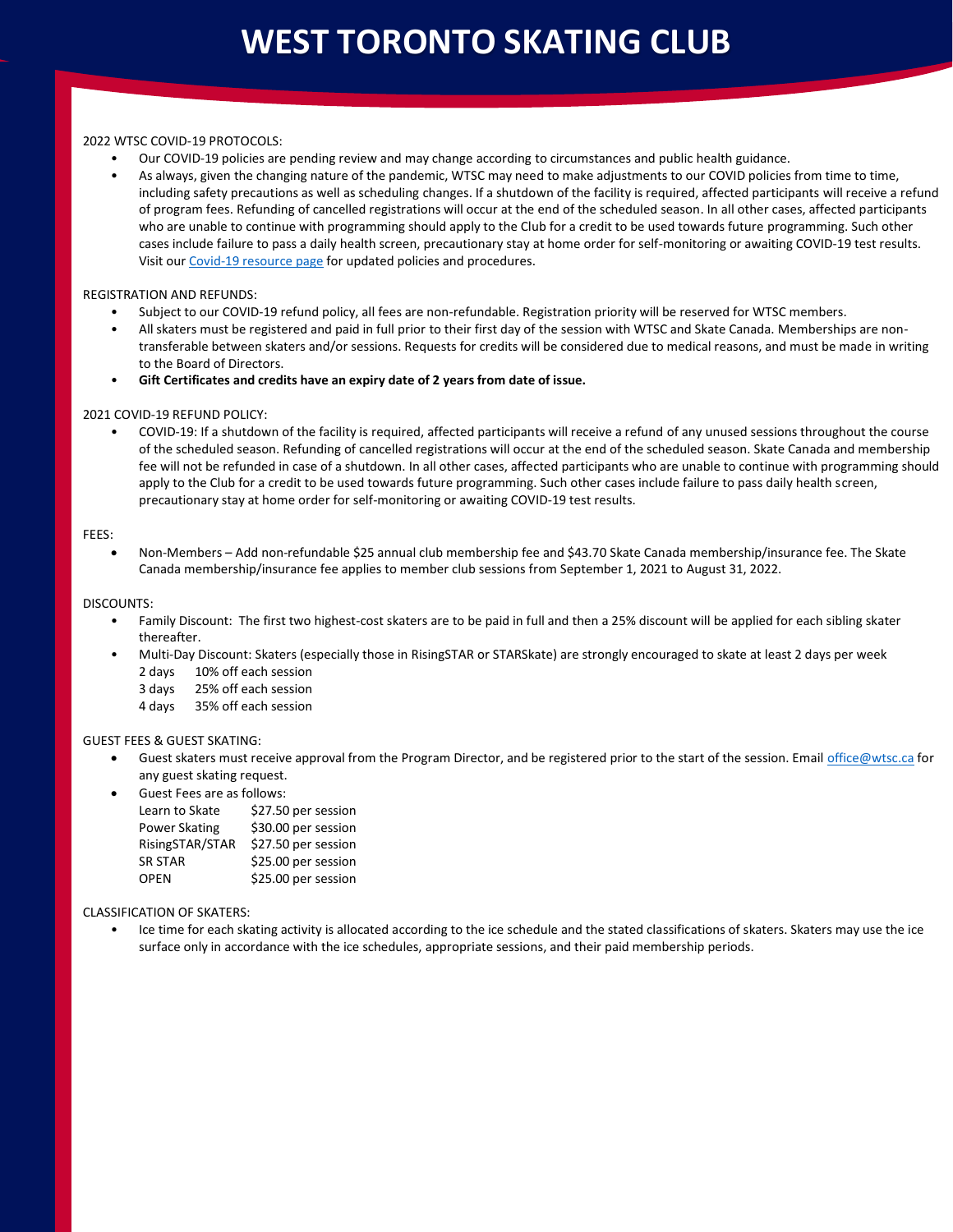# WEST TORONTO SKATING CLUB

2022 WTSC COVID-19 PROTOCOLS:

- Our COVID-19 policies are pending review and may change according to circumstances and public health guidance.
- As always, given the changing nature of the pandemic, WTSC may need to make adjustments to our COVID policies from time to time, including safety precautions as well as scheduling changes. If a shutdown of the facility is required, affected participants will receive a refund of program fees. Refunding of cancelled registrations will occur at the end of the scheduled season. In all other cases, affected participants who are unable to continue with programming should apply to the Club for a credit to be used towards future programming. Such other cases include failure to pass a daily health screen, precautionary stay at home order for self-monitoring or awaiting COVID-19 test results. Visit our Covid-19 resource page for updated policies and procedures.

REGISTRATION AND REFUNDS:

- Subject to our COVID-19 refund policy, all fees are non-refundable. Registration priority will be reserved for WTSC members.
- All skaters must be registered and paid in full prior to their first day of the session with WTSC and Skate Canada. Memberships are non-transferable between skaters and/or sessions. Requests for credits will be considered due to medical reasons, and must be made in writing to the Board of Directors.
- **Gift Certificates and credits have an expiry date of 2 years from date of issue.**

2021 COVID-19 REFUND POLICY:

- COVID-19: If a shutdown of the facility is required, affected participants will receive a refund of any unused sessions throughout the course of the scheduled season. Refunding of cancelled registrations will occur at the end of the scheduled season. Skate Canada and membership fee will not be refunded in case of a shutdown. In all other cases, affected participants who are unable to continue with programming should apply to the Club for a credit to be used towards future programming. Such other cases include failure to pass daily health screen, precautionary stay at home order for self-monitoring or awaiting COVID-19 test results.

FEES:

- Non-Members – Add non-refundable $25 annual club membership fee and $43.70 Skate Canada membership/insurance fee. The Skate Canada membership/insurance fee applies to member club sessions from September 1, 2021 to August 31, 2022.

DISCOUNTS:

- Family Discount: The first two highest-cost skaters are to be paid in full and then a 25% discount will be applied for each sibling skater thereafter.
- Multi-Day Discount: Skaters (especially those in RisingSTAR or STARSkate) are strongly encouraged to skate at least 2 days per week

| | |
|---|---|
| 2 days | 10% off each session |
| 3 days | 25% off each session |
| 4 days | 35% off each session |

GUEST FEES & GUEST SKATING:

- Guest skaters must receive approval from the Program Director, and be registered prior to the start of the session. Email office@wtsc.ca for any guest skating request.
- Guest Fees are as follows:

| | |
|---|---|
| Learn to Skate | $27.50 per session |
| Power Skating | $30.00 per session |
| RisingSTAR/STAR | $27.50 per session |
| SR STAR | $25.00 per session |
| OPEN | $25.00 per session |

CLASSIFICATION OF SKATERS:

- Ice time for each skating activity is allocated according to the ice schedule and the stated classifications of skaters. Skaters may use the ice surface only in accordance with the ice schedules, appropriate sessions, and their paid membership periods.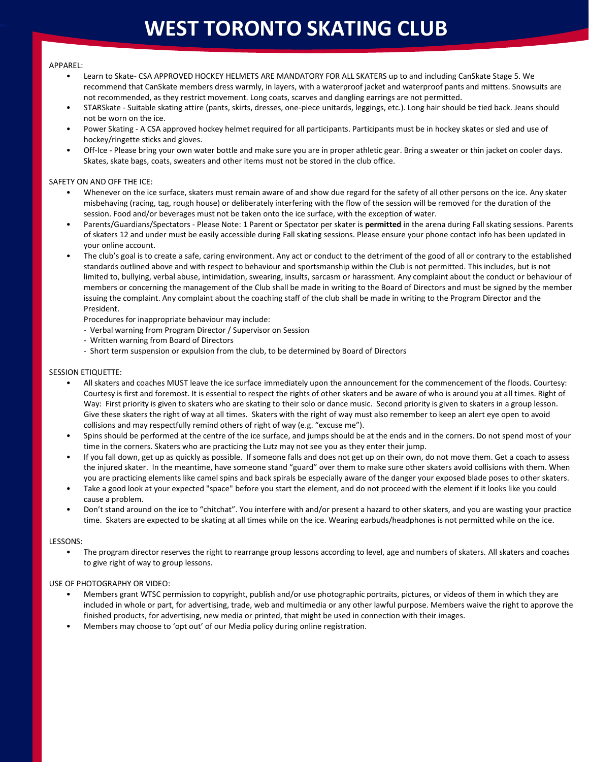# WEST TORONTO SKATING CLUB

APPAREL:

- Learn to Skate- CSA APPROVED HOCKEY HELMETS ARE MANDATORY FOR ALL SKATERS up to and including CanSkate Stage 5. We recommend that CanSkate members dress warmly, in layers, with a waterproof jacket and waterproof pants and mittens. Snowsuits are not recommended, as they restrict movement. Long coats, scarves and dangling earrings are not permitted.
- STARSkate - Suitable skating attire (pants, skirts, dresses, one-piece unitards, leggings, etc.). Long hair should be tied back. Jeans should not be worn on the ice.
- Power Skating - A CSA approved hockey helmet required for all participants. Participants must be in hockey skates or sled and use of hockey/ringette sticks and gloves.
- Off-Ice - Please bring your own water bottle and make sure you are in proper athletic gear. Bring a sweater or thin jacket on cooler days. Skates, skate bags, coats, sweaters and other items must not be stored in the club office.

SAFETY ON AND OFF THE ICE:

- Whenever on the ice surface, skaters must remain aware of and show due regard for the safety of all other persons on the ice. Any skater misbehaving (racing, tag, rough house) or deliberately interfering with the flow of the session will be removed for the duration of the session. Food and/or beverages must not be taken onto the ice surface, with the exception of water.
- Parents/Guardians/Spectators - Please Note: 1 Parent or Spectator per skater is **permitted** in the arena during Fall skating sessions. Parents of skaters 12 and under must be easily accessible during Fall skating sessions. Please ensure your phone contact info has been updated in your online account.
- The club's goal is to create a safe, caring environment. Any act or conduct to the detriment of the good of all or contrary to the established standards outlined above and with respect to behaviour and sportsmanship within the Club is not permitted. This includes, but is not limited to, bullying, verbal abuse, intimidation, swearing, insults, sarcasm or harassment. Any complaint about the conduct or behaviour of members or concerning the management of the Club shall be made in writing to the Board of Directors and must be signed by the member issuing the complaint. Any complaint about the coaching staff of the club shall be made in writing to the Program Director and the President.

  Procedures for inappropriate behaviour may include:
  - Verbal warning from Program Director / Supervisor on Session
  - Written warning from Board of Directors
  - Short term suspension or expulsion from the club, to be determined by Board of Directors

SESSION ETIQUETTE:

- All skaters and coaches MUST leave the ice surface immediately upon the announcement for the commencement of the floods. Courtesy: Courtesy is first and foremost. It is essential to respect the rights of other skaters and be aware of who is around you at all times. Right of Way: First priority is given to skaters who are skating to their solo or dance music. Second priority is given to skaters in a group lesson. Give these skaters the right of way at all times. Skaters with the right of way must also remember to keep an alert eye open to avoid collisions and may respectfully remind others of right of way (e.g. "excuse me").
- Spins should be performed at the centre of the ice surface, and jumps should be at the ends and in the corners. Do not spend most of your time in the corners. Skaters who are practicing the Lutz may not see you as they enter their jump.
- If you fall down, get up as quickly as possible. If someone falls and does not get up on their own, do not move them. Get a coach to assess the injured skater. In the meantime, have someone stand "guard" over them to make sure other skaters avoid collisions with them. When you are practicing elements like camel spins and back spirals be especially aware of the danger your exposed blade poses to other skaters.
- Take a good look at your expected "space" before you start the element, and do not proceed with the element if it looks like you could cause a problem.
- Don't stand around on the ice to "chitchat". You interfere with and/or present a hazard to other skaters, and you are wasting your practice time. Skaters are expected to be skating at all times while on the ice. Wearing earbuds/headphones is not permitted while on the ice.

LESSONS:

- The program director reserves the right to rearrange group lessons according to level, age and numbers of skaters. All skaters and coaches to give right of way to group lessons.

USE OF PHOTOGRAPHY OR VIDEO:

- Members grant WTSC permission to copyright, publish and/or use photographic portraits, pictures, or videos of them in which they are included in whole or part, for advertising, trade, web and multimedia or any other lawful purpose. Members waive the right to approve the finished products, for advertising, new media or printed, that might be used in connection with their images.
- Members may choose to 'opt out' of our Media policy during online registration.